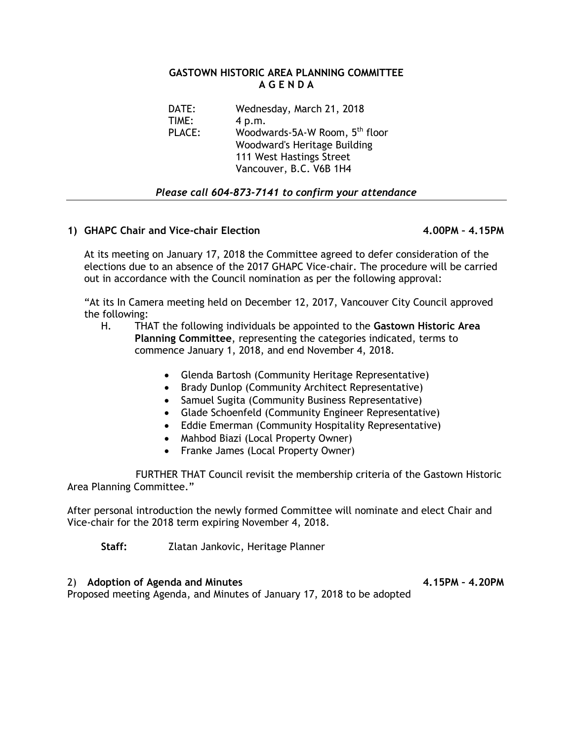# GASTOWN HISTORIC AREA PLANNING COMMITTEE
## A G E N D A

DATE: Wednesday, March 21, 2018
TIME: 4 p.m.
PLACE: Woodwards-5A-W Room, 5th floor
Woodward's Heritage Building
111 West Hastings Street
Vancouver, B.C. V6B 1H4

*Please call 604-873-7141 to confirm your attendance*

---

### 1) GHAPC Chair and Vice-chair Election — 4.00PM – 4.15PM

At its meeting on January 17, 2018 the Committee agreed to defer consideration of the elections due to an absence of the 2017 GHAPC Vice-chair. The procedure will be carried out in accordance with the Council nomination as per the following approval:

"At its In Camera meeting held on December 12, 2017, Vancouver City Council approved the following:

H. THAT the following individuals be appointed to the **Gastown Historic Area Planning Committee**, representing the categories indicated, terms to commence January 1, 2018, and end November 4, 2018.

- Glenda Bartosh (Community Heritage Representative)
- Brady Dunlop (Community Architect Representative)
- Samuel Sugita (Community Business Representative)
- Glade Schoenfeld (Community Engineer Representative)
- Eddie Emerman (Community Hospitality Representative)
- Mahbod Biazi (Local Property Owner)
- Franke James (Local Property Owner)

FURTHER THAT Council revisit the membership criteria of the Gastown Historic Area Planning Committee."

After personal introduction the newly formed Committee will nominate and elect Chair and Vice-chair for the 2018 term expiring November 4, 2018.

**Staff:** Zlatan Jankovic, Heritage Planner

### 2) Adoption of Agenda and Minutes — 4.15PM – 4.20PM

Proposed meeting Agenda, and Minutes of January 17, 2018 to be adopted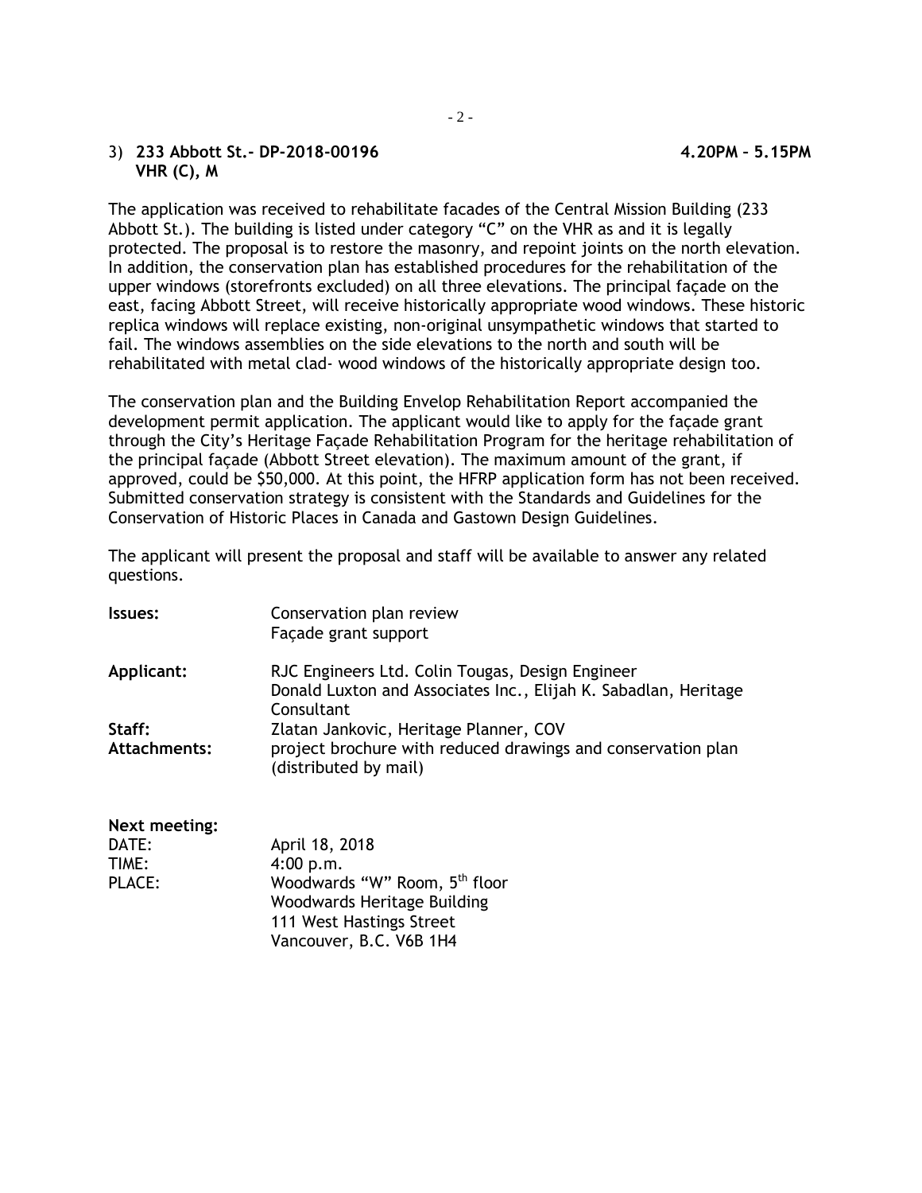3) **233 Abbott St.- DP-2018-00196** **4.20PM – 5.15PM**
**VHR (C), M**

The application was received to rehabilitate facades of the Central Mission Building (233 Abbott St.). The building is listed under category "C" on the VHR as and it is legally protected. The proposal is to restore the masonry, and repoint joints on the north elevation. In addition, the conservation plan has established procedures for the rehabilitation of the upper windows (storefronts excluded) on all three elevations. The principal façade on the east, facing Abbott Street, will receive historically appropriate wood windows. These historic replica windows will replace existing, non-original unsympathetic windows that started to fail. The windows assemblies on the side elevations to the north and south will be rehabilitated with metal clad- wood windows of the historically appropriate design too.

The conservation plan and the Building Envelop Rehabilitation Report accompanied the development permit application. The applicant would like to apply for the façade grant through the City's Heritage Façade Rehabilitation Program for the heritage rehabilitation of the principal façade (Abbott Street elevation). The maximum amount of the grant, if approved, could be $50,000. At this point, the HFRP application form has not been received. Submitted conservation strategy is consistent with the Standards and Guidelines for the Conservation of Historic Places in Canada and Gastown Design Guidelines.

The applicant will present the proposal and staff will be available to answer any related questions.

| | |
|---|---|
| **Issues:** | Conservation plan review<br>Façade grant support |
| **Applicant:** | RJC Engineers Ltd. Colin Tougas, Design Engineer<br>Donald Luxton and Associates Inc., Elijah K. Sabadlan, Heritage Consultant |
| **Staff:** | Zlatan Jankovic, Heritage Planner, COV |
| **Attachments:** | project brochure with reduced drawings and conservation plan (distributed by mail) |

**Next meeting:**

| | |
|---|---|
| DATE: | April 18, 2018 |
| TIME: | 4:00 p.m. |
| PLACE: | Woodwards "W" Room, 5th floor<br>Woodwards Heritage Building<br>111 West Hastings Street<br>Vancouver, B.C. V6B 1H4 |